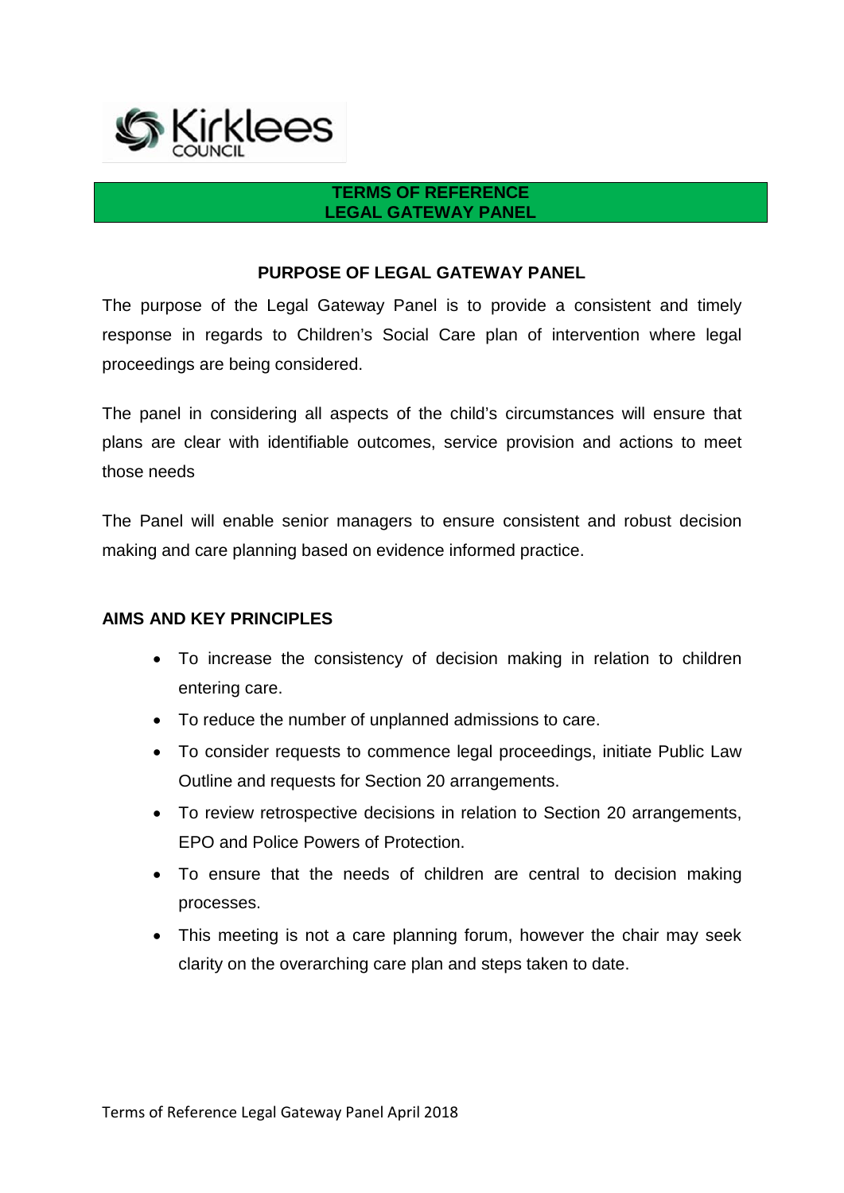# TERMS OF REFERENCE
# LEGAL GATEWAY PANEL

## PURPOSE OF LEGAL GATEWAY PANEL

The purpose of the Legal Gateway Panel is to provide a consistent and timely response in regards to Children's Social Care plan of intervention where legal proceedings are being considered.

The panel in considering all aspects of the child's circumstances will ensure that plans are clear with identifiable outcomes, service provision and actions to meet those needs

The Panel will enable senior managers to ensure consistent and robust decision making and care planning based on evidence informed practice.

## AIMS AND KEY PRINCIPLES

- To increase the consistency of decision making in relation to children entering care.
- To reduce the number of unplanned admissions to care.
- To consider requests to commence legal proceedings, initiate Public Law Outline and requests for Section 20 arrangements.
- To review retrospective decisions in relation to Section 20 arrangements, EPO and Police Powers of Protection.
- To ensure that the needs of children are central to decision making processes.
- This meeting is not a care planning forum, however the chair may seek clarity on the overarching care plan and steps taken to date.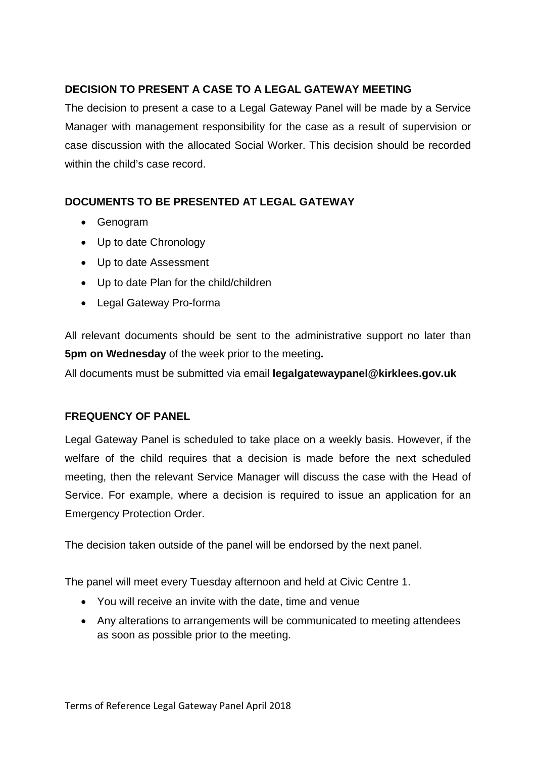## DECISION TO PRESENT A CASE TO A LEGAL GATEWAY MEETING

The decision to present a case to a Legal Gateway Panel will be made by a Service Manager with management responsibility for the case as a result of supervision or case discussion with the allocated Social Worker. This decision should be recorded within the child's case record.

## DOCUMENTS TO BE PRESENTED AT LEGAL GATEWAY

- Genogram
- Up to date Chronology
- Up to date Assessment
- Up to date Plan for the child/children
- Legal Gateway Pro-forma

All relevant documents should be sent to the administrative support no later than **5pm on Wednesday** of the week prior to the meeting**.**

All documents must be submitted via email **legalgatewaypanel@kirklees.gov.uk**

## FREQUENCY OF PANEL

Legal Gateway Panel is scheduled to take place on a weekly basis. However, if the welfare of the child requires that a decision is made before the next scheduled meeting, then the relevant Service Manager will discuss the case with the Head of Service. For example, where a decision is required to issue an application for an Emergency Protection Order.

The decision taken outside of the panel will be endorsed by the next panel.

The panel will meet every Tuesday afternoon and held at Civic Centre 1.

- You will receive an invite with the date, time and venue
- Any alterations to arrangements will be communicated to meeting attendees as soon as possible prior to the meeting.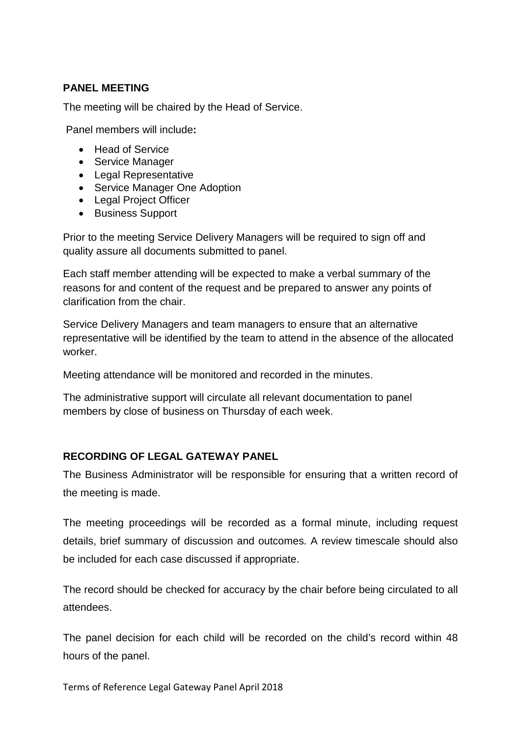## PANEL MEETING

The meeting will be chaired by the Head of Service.

Panel members will include**:**

- Head of Service
- Service Manager
- Legal Representative
- Service Manager One Adoption
- Legal Project Officer
- Business Support

Prior to the meeting Service Delivery Managers will be required to sign off and quality assure all documents submitted to panel.

Each staff member attending will be expected to make a verbal summary of the reasons for and content of the request and be prepared to answer any points of clarification from the chair.

Service Delivery Managers and team managers to ensure that an alternative representative will be identified by the team to attend in the absence of the allocated worker.

Meeting attendance will be monitored and recorded in the minutes.

The administrative support will circulate all relevant documentation to panel members by close of business on Thursday of each week.

## RECORDING OF LEGAL GATEWAY PANEL

The Business Administrator will be responsible for ensuring that a written record of the meeting is made.

The meeting proceedings will be recorded as a formal minute, including request details, brief summary of discussion and outcomes. A review timescale should also be included for each case discussed if appropriate.

The record should be checked for accuracy by the chair before being circulated to all attendees.

The panel decision for each child will be recorded on the child's record within 48 hours of the panel.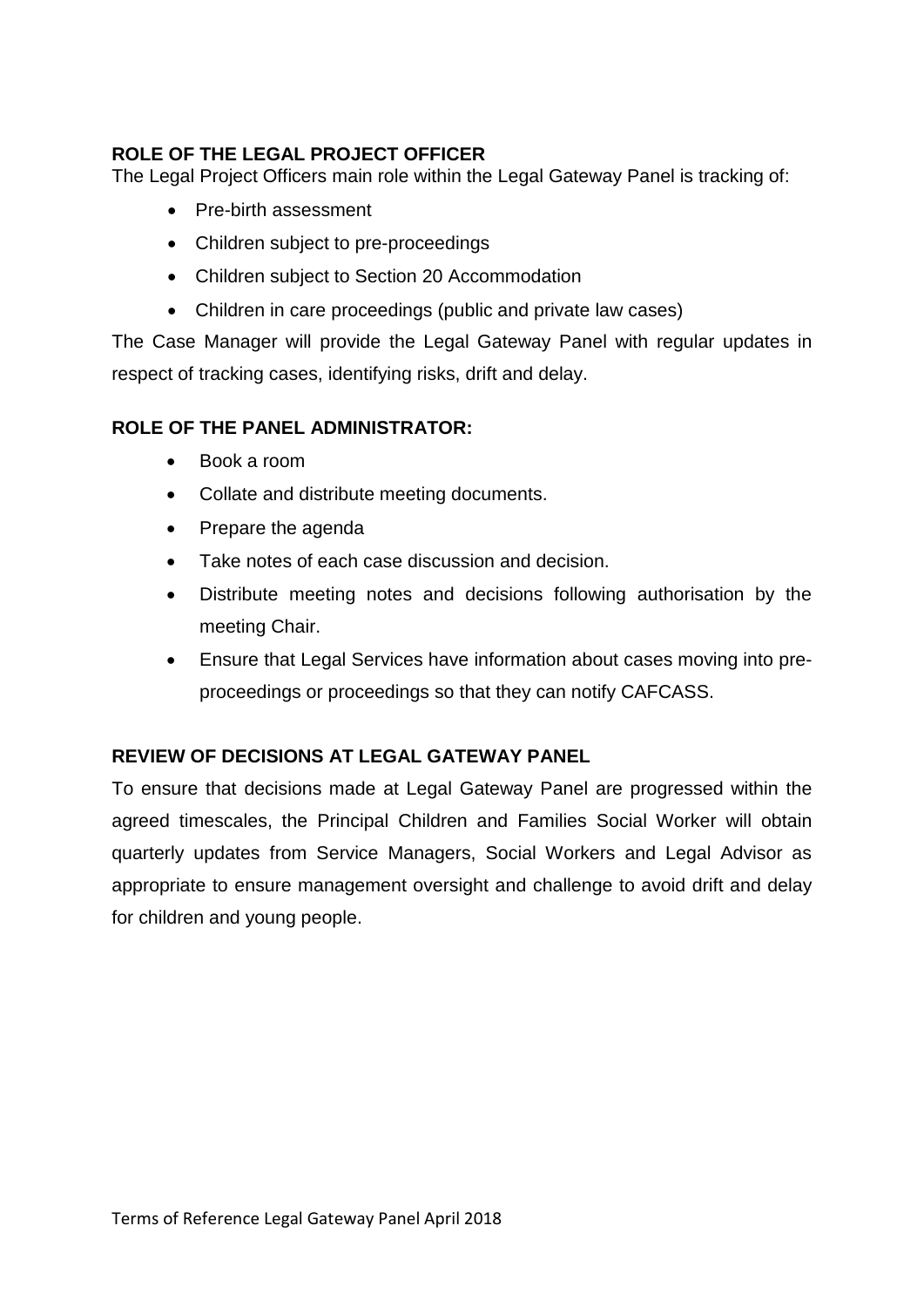**ROLE OF THE LEGAL PROJECT OFFICER**

The Legal Project Officers main role within the Legal Gateway Panel is tracking of:

- Pre-birth assessment
- Children subject to pre-proceedings
- Children subject to Section 20 Accommodation
- Children in care proceedings (public and private law cases)

The Case Manager will provide the Legal Gateway Panel with regular updates in respect of tracking cases, identifying risks, drift and delay.

**ROLE OF THE PANEL ADMINISTRATOR:**

- Book a room
- Collate and distribute meeting documents.
- Prepare the agenda
- Take notes of each case discussion and decision.
- Distribute meeting notes and decisions following authorisation by the meeting Chair.
- Ensure that Legal Services have information about cases moving into pre-proceedings or proceedings so that they can notify CAFCASS.

**REVIEW OF DECISIONS AT LEGAL GATEWAY PANEL**

To ensure that decisions made at Legal Gateway Panel are progressed within the agreed timescales, the Principal Children and Families Social Worker will obtain quarterly updates from Service Managers, Social Workers and Legal Advisor as appropriate to ensure management oversight and challenge to avoid drift and delay for children and young people.